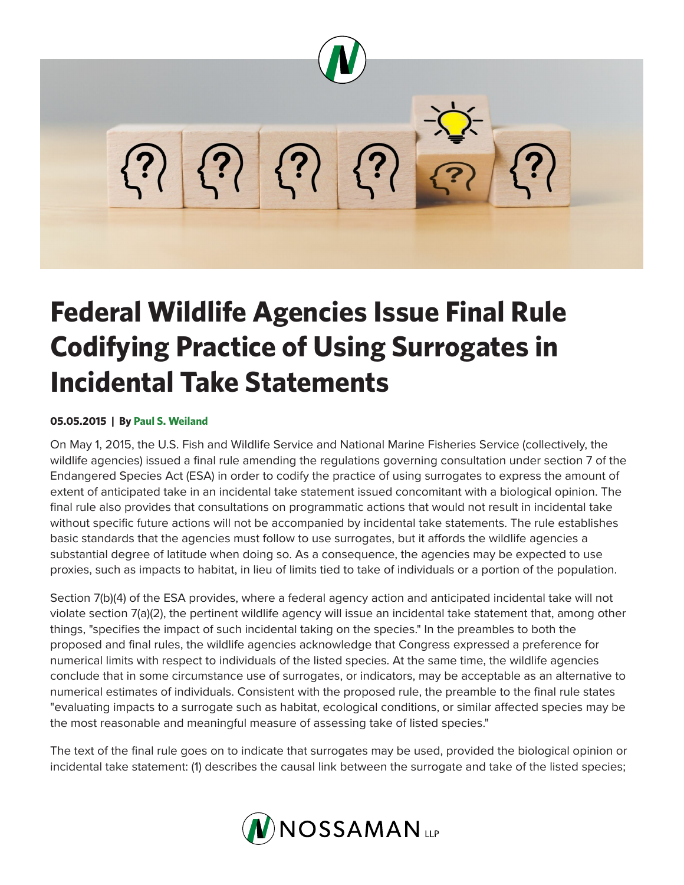# Federal Wildlife Agencies Issue Final Rule Codifying Practice of Using Surrogates in Incidental Take Statements

**05.05.2015 | By Paul S. Weiland**

On May 1, 2015, the U.S. Fish and Wildlife Service and National Marine Fisheries Service (collectively, the wildlife agencies) issued a final rule amending the regulations governing consultation under section 7 of the Endangered Species Act (ESA) in order to codify the practice of using surrogates to express the amount of extent of anticipated take in an incidental take statement issued concomitant with a biological opinion. The final rule also provides that consultations on programmatic actions that would not result in incidental take without specific future actions will not be accompanied by incidental take statements. The rule establishes basic standards that the agencies must follow to use surrogates, but it affords the wildlife agencies a substantial degree of latitude when doing so. As a consequence, the agencies may be expected to use proxies, such as impacts to habitat, in lieu of limits tied to take of individuals or a portion of the population.

Section 7(b)(4) of the ESA provides, where a federal agency action and anticipated incidental take will not violate section 7(a)(2), the pertinent wildlife agency will issue an incidental take statement that, among other things, "specifies the impact of such incidental taking on the species." In the preambles to both the proposed and final rules, the wildlife agencies acknowledge that Congress expressed a preference for numerical limits with respect to individuals of the listed species. At the same time, the wildlife agencies conclude that in some circumstance use of surrogates, or indicators, may be acceptable as an alternative to numerical estimates of individuals. Consistent with the proposed rule, the preamble to the final rule states "evaluating impacts to a surrogate such as habitat, ecological conditions, or similar affected species may be the most reasonable and meaningful measure of assessing take of listed species."

The text of the final rule goes on to indicate that surrogates may be used, provided the biological opinion or incidental take statement: (1) describes the causal link between the surrogate and take of the listed species;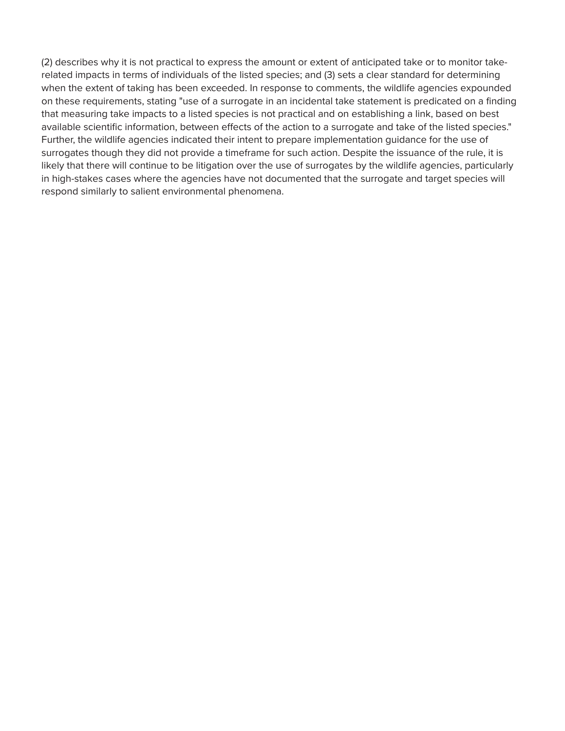(2) describes why it is not practical to express the amount or extent of anticipated take or to monitor take-related impacts in terms of individuals of the listed species; and (3) sets a clear standard for determining when the extent of taking has been exceeded. In response to comments, the wildlife agencies expounded on these requirements, stating "use of a surrogate in an incidental take statement is predicated on a finding that measuring take impacts to a listed species is not practical and on establishing a link, based on best available scientific information, between effects of the action to a surrogate and take of the listed species." Further, the wildlife agencies indicated their intent to prepare implementation guidance for the use of surrogates though they did not provide a timeframe for such action. Despite the issuance of the rule, it is likely that there will continue to be litigation over the use of surrogates by the wildlife agencies, particularly in high-stakes cases where the agencies have not documented that the surrogate and target species will respond similarly to salient environmental phenomena.